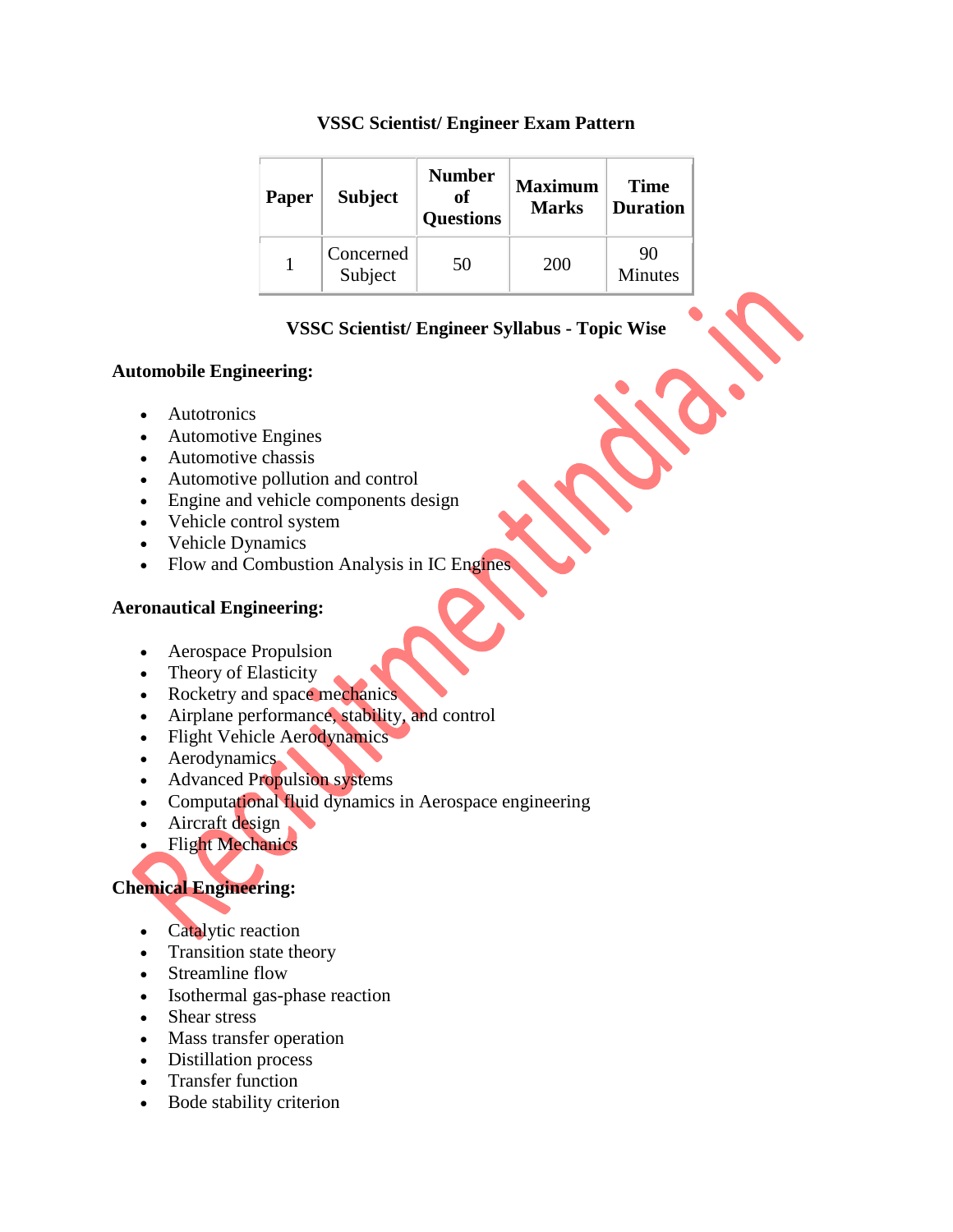## VSSC Scientist/ Engineer Exam Pattern

| Paper | Subject | Number of Questions | Maximum Marks | Time Duration |
|---|---|---|---|---|
| 1 | Concerned Subject | 50 | 200 | 90 Minutes |

## VSSC Scientist/ Engineer Syllabus - Topic Wise

### Automobile Engineering:

- Autotronics
- Automotive Engines
- Automotive chassis
- Automotive pollution and control
- Engine and vehicle components design
- Vehicle control system
- Vehicle Dynamics
- Flow and Combustion Analysis in IC Engines

### Aeronautical Engineering:

- Aerospace Propulsion
- Theory of Elasticity
- Rocketry and space mechanics
- Airplane performance, stability, and control
- Flight Vehicle Aerodynamics
- Aerodynamics
- Advanced Propulsion systems
- Computational fluid dynamics in Aerospace engineering
- Aircraft design
- Flight Mechanics

### Chemical Engineering:

- Catalytic reaction
- Transition state theory
- Streamline flow
- Isothermal gas-phase reaction
- Shear stress
- Mass transfer operation
- Distillation process
- Transfer function
- Bode stability criterion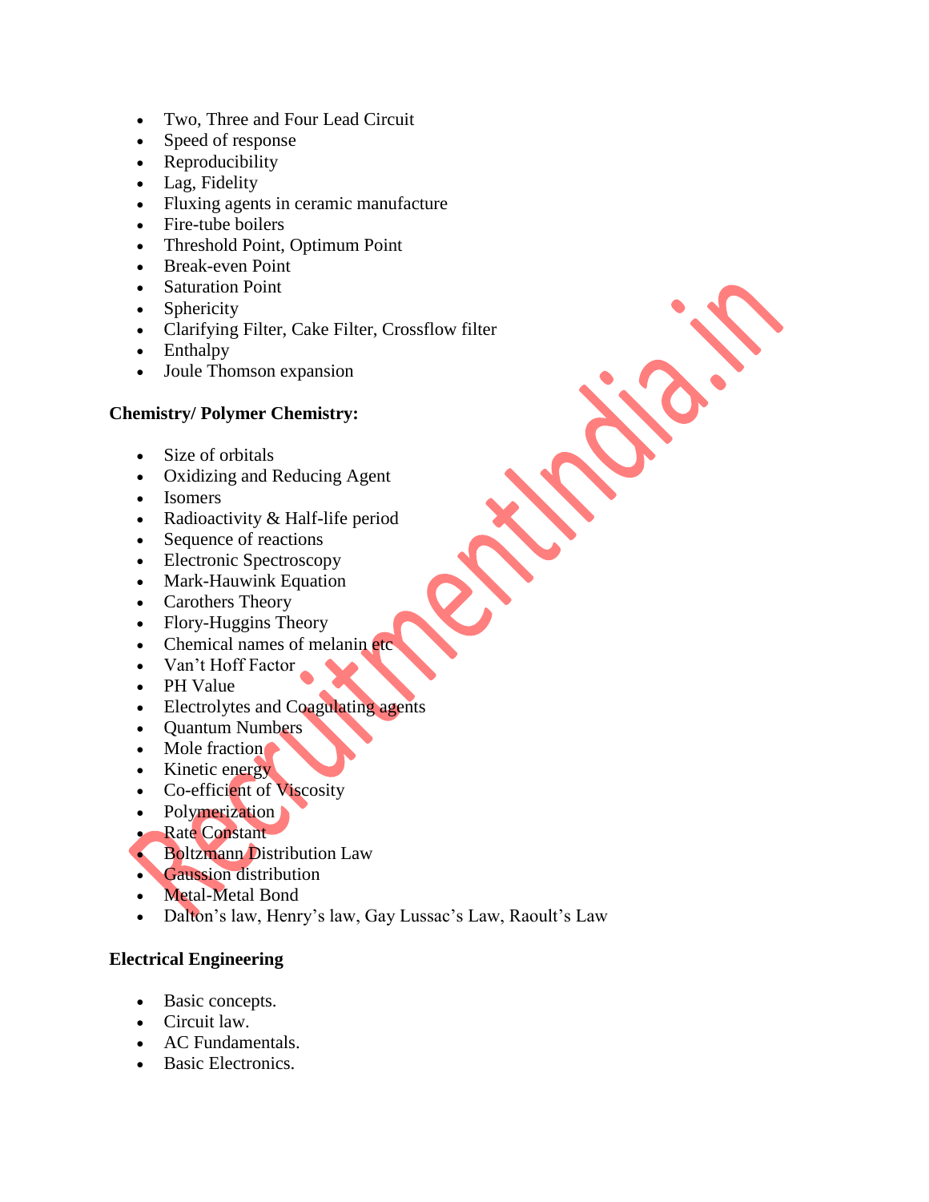- Two, Three and Four Lead Circuit
- Speed of response
- Reproducibility
- Lag, Fidelity
- Fluxing agents in ceramic manufacture
- Fire-tube boilers
- Threshold Point, Optimum Point
- Break-even Point
- Saturation Point
- Sphericity
- Clarifying Filter, Cake Filter, Crossflow filter
- Enthalpy
- Joule Thomson expansion

**Chemistry/ Polymer Chemistry:**

- Size of orbitals
- Oxidizing and Reducing Agent
- Isomers
- Radioactivity & Half-life period
- Sequence of reactions
- Electronic Spectroscopy
- Mark-Hauwink Equation
- Carothers Theory
- Flory-Huggins Theory
- Chemical names of melanin etc
- Van't Hoff Factor
- PH Value
- Electrolytes and Coagulating agents
- Quantum Numbers
- Mole fraction
- Kinetic energy
- Co-efficient of Viscosity
- Polymerization
- Rate Constant
- Boltzmann Distribution Law
- Gaussion distribution
- Metal-Metal Bond
- Dalton's law, Henry's law, Gay Lussac's Law, Raoult's Law

**Electrical Engineering**

- Basic concepts.
- Circuit law.
- AC Fundamentals.
- Basic Electronics.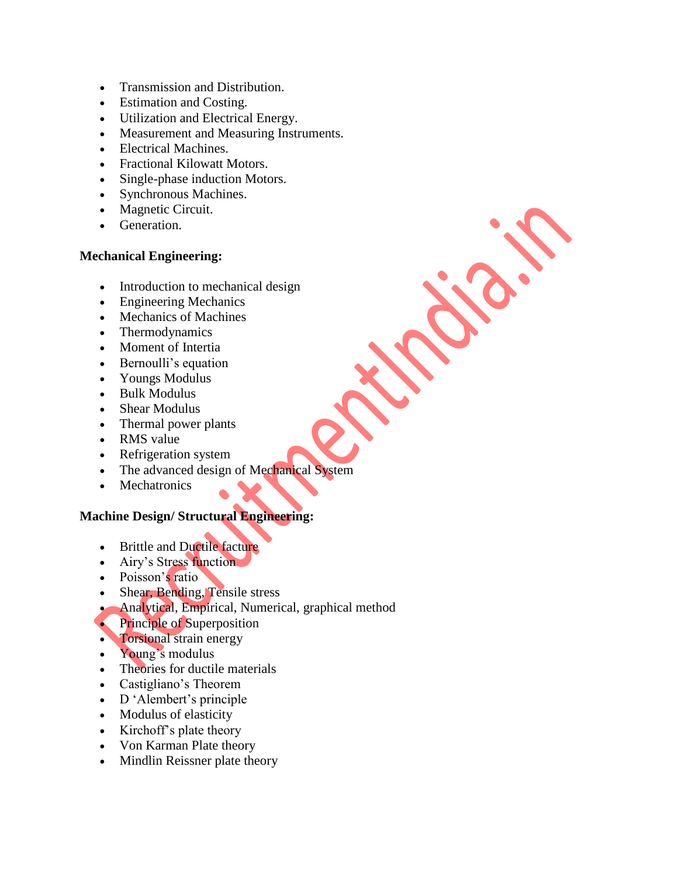- Transmission and Distribution.
- Estimation and Costing.
- Utilization and Electrical Energy.
- Measurement and Measuring Instruments.
- Electrical Machines.
- Fractional Kilowatt Motors.
- Single-phase induction Motors.
- Synchronous Machines.
- Magnetic Circuit.
- Generation.

**Mechanical Engineering:**

- Introduction to mechanical design
- Engineering Mechanics
- Mechanics of Machines
- Thermodynamics
- Moment of Intertia
- Bernoulli's equation
- Youngs Modulus
- Bulk Modulus
- Shear Modulus
- Thermal power plants
- RMS value
- Refrigeration system
- The advanced design of Mechanical System
- Mechatronics

**Machine Design/ Structural Engineering:**

- Brittle and Ductile facture
- Airy's Stress function
- Poisson's ratio
- Shear, Bending, Tensile stress
- Analytical, Empirical, Numerical, graphical method
- Principle of Superposition
- Torsional strain energy
- Young's modulus
- Theories for ductile materials
- Castigliano's Theorem
- D 'Alembert's principle
- Modulus of elasticity
- Kirchoff's plate theory
- Von Karman Plate theory
- Mindlin Reissner plate theory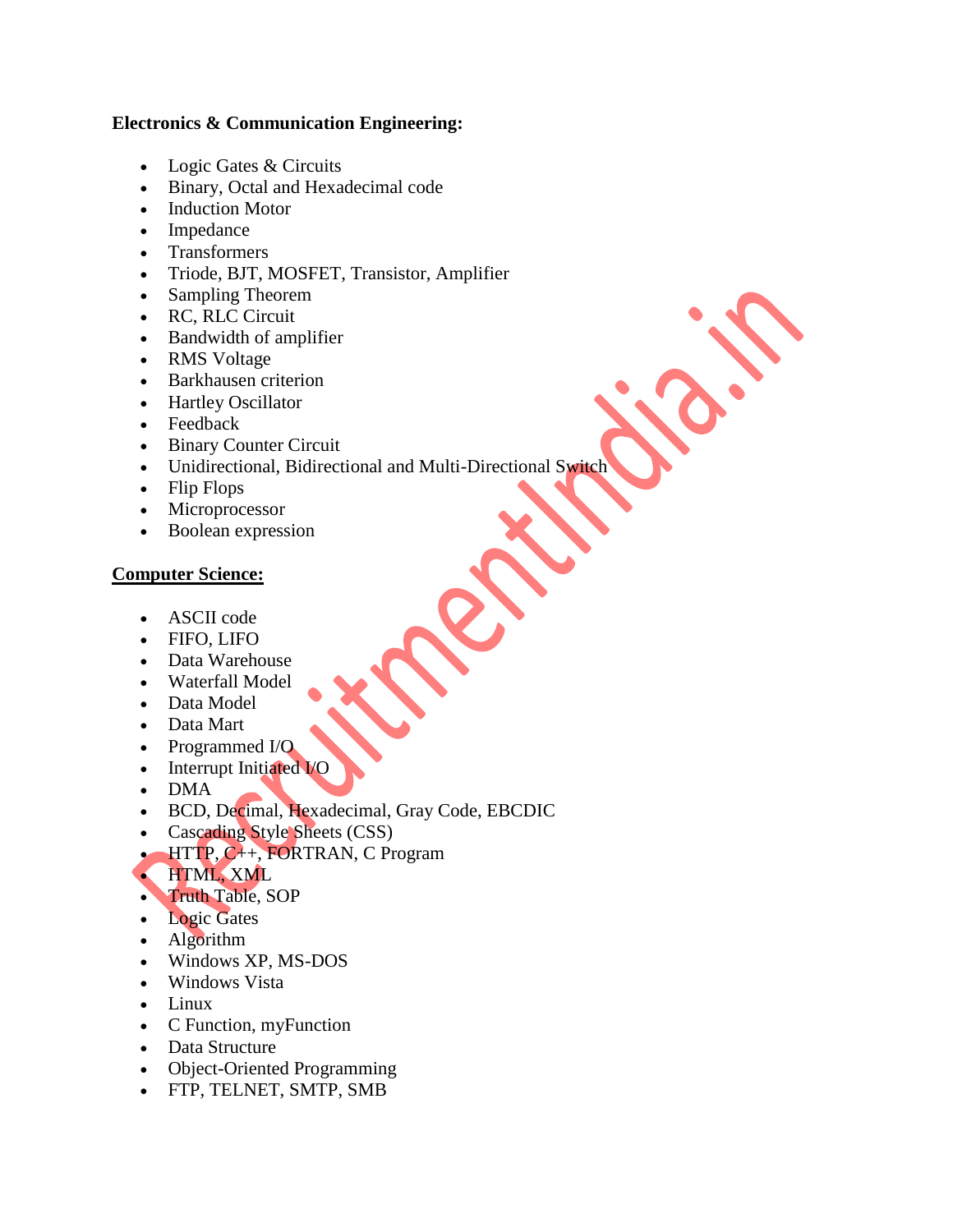**Electronics & Communication Engineering:**

- Logic Gates & Circuits
- Binary, Octal and Hexadecimal code
- Induction Motor
- Impedance
- Transformers
- Triode, BJT, MOSFET, Transistor, Amplifier
- Sampling Theorem
- RC, RLC Circuit
- Bandwidth of amplifier
- RMS Voltage
- Barkhausen criterion
- Hartley Oscillator
- Feedback
- Binary Counter Circuit
- Unidirectional, Bidirectional and Multi-Directional Switch
- Flip Flops
- Microprocessor
- Boolean expression

**Computer Science:**

- ASCII code
- FIFO, LIFO
- Data Warehouse
- Waterfall Model
- Data Model
- Data Mart
- Programmed I/O
- Interrupt Initiated I/O
- DMA
- BCD, Decimal, Hexadecimal, Gray Code, EBCDIC
- Cascading Style Sheets (CSS)
- HTTP, C++, FORTRAN, C Program
- HTML, XML
- Truth Table, SOP
- Logic Gates
- Algorithm
- Windows XP, MS-DOS
- Windows Vista
- Linux
- C Function, myFunction
- Data Structure
- Object-Oriented Programming
- FTP, TELNET, SMTP, SMB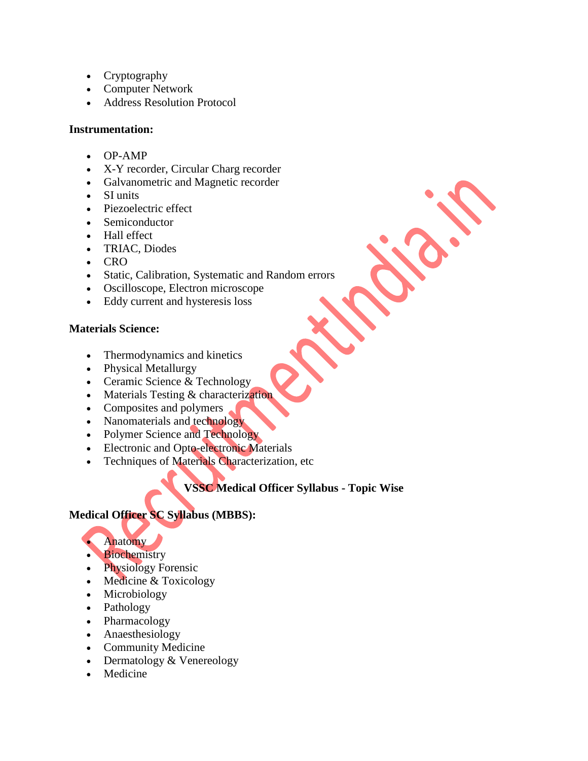- Cryptography
- Computer Network
- Address Resolution Protocol

**Instrumentation:**

- OP-AMP
- X-Y recorder, Circular Charg recorder
- Galvanometric and Magnetic recorder
- SI units
- Piezoelectric effect
- Semiconductor
- Hall effect
- TRIAC, Diodes
- CRO
- Static, Calibration, Systematic and Random errors
- Oscilloscope, Electron microscope
- Eddy current and hysteresis loss

**Materials Science:**

- Thermodynamics and kinetics
- Physical Metallurgy
- Ceramic Science & Technology
- Materials Testing & characterization
- Composites and polymers
- Nanomaterials and technology
- Polymer Science and Technology
- Electronic and Opto-electronic Materials
- Techniques of Materials Characterization, etc

## VSSC Medical Officer Syllabus - Topic Wise

**Medical Officer SC Syllabus (MBBS):**

- Anatomy
- Biochemistry
- Physiology Forensic
- Medicine & Toxicology
- Microbiology
- Pathology
- Pharmacology
- Anaesthesiology
- Community Medicine
- Dermatology & Venereology
- Medicine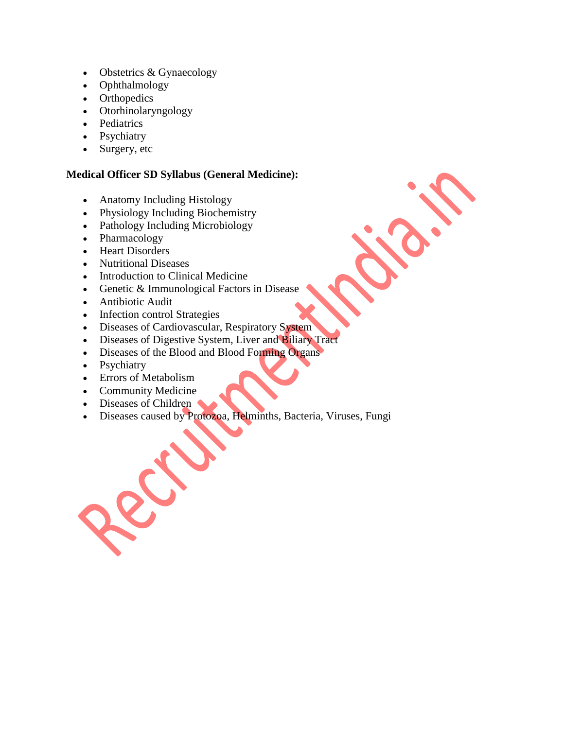- Obstetrics & Gynaecology
- Ophthalmology
- Orthopedics
- Otorhinolaryngology
- Pediatrics
- Psychiatry
- Surgery, etc

**Medical Officer SD Syllabus (General Medicine):**

- Anatomy Including Histology
- Physiology Including Biochemistry
- Pathology Including Microbiology
- Pharmacology
- Heart Disorders
- Nutritional Diseases
- Introduction to Clinical Medicine
- Genetic & Immunological Factors in Disease
- Antibiotic Audit
- Infection control Strategies
- Diseases of Cardiovascular, Respiratory System
- Diseases of Digestive System, Liver and Biliary Tract
- Diseases of the Blood and Blood Forming Organs
- Psychiatry
- Errors of Metabolism
- Community Medicine
- Diseases of Children
- Diseases caused by Protozoa, Helminths, Bacteria, Viruses, Fungi